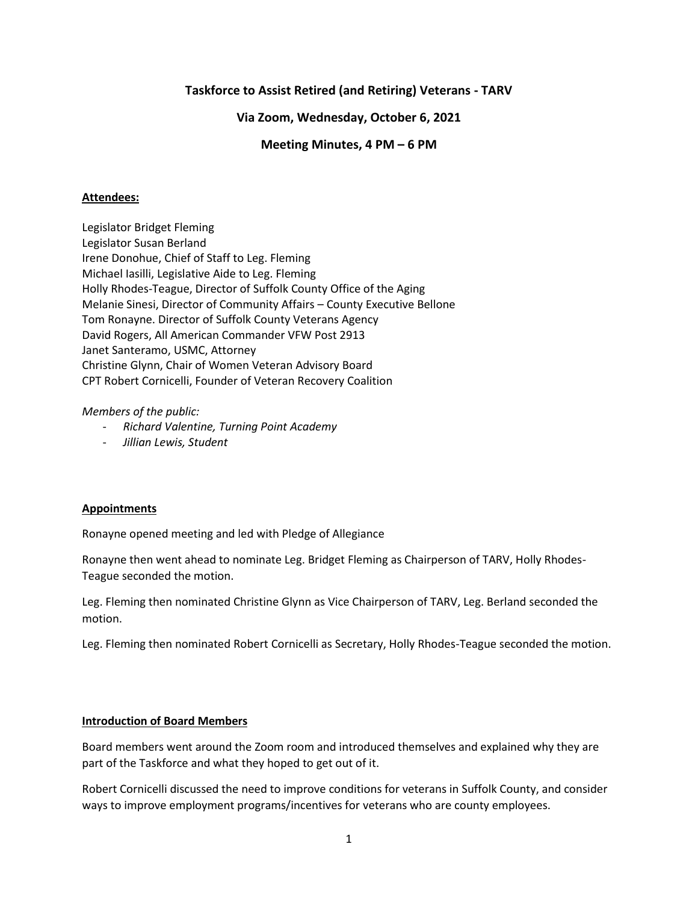# Taskforce to Assist Retired (and Retiring) Veterans - TARV

## Via Zoom, Wednesday, October 6, 2021

## Meeting Minutes, 4 PM – 6 PM

**Attendees:**

Legislator Bridget Fleming
Legislator Susan Berland
Irene Donohue, Chief of Staff to Leg. Fleming
Michael Iasilli, Legislative Aide to Leg. Fleming
Holly Rhodes-Teague, Director of Suffolk County Office of the Aging
Melanie Sinesi, Director of Community Affairs – County Executive Bellone
Tom Ronayne. Director of Suffolk County Veterans Agency
David Rogers, All American Commander VFW Post 2913
Janet Santeramo, USMC, Attorney
Christine Glynn, Chair of Women Veteran Advisory Board
CPT Robert Cornicelli, Founder of Veteran Recovery Coalition

*Members of the public:*

- *Richard Valentine, Turning Point Academy*
- *Jillian Lewis, Student*

**Appointments**

Ronayne opened meeting and led with Pledge of Allegiance

Ronayne then went ahead to nominate Leg. Bridget Fleming as Chairperson of TARV, Holly Rhodes-Teague seconded the motion.

Leg. Fleming then nominated Christine Glynn as Vice Chairperson of TARV, Leg. Berland seconded the motion.

Leg. Fleming then nominated Robert Cornicelli as Secretary, Holly Rhodes-Teague seconded the motion.

**Introduction of Board Members**

Board members went around the Zoom room and introduced themselves and explained why they are part of the Taskforce and what they hoped to get out of it.

Robert Cornicelli discussed the need to improve conditions for veterans in Suffolk County, and consider ways to improve employment programs/incentives for veterans who are county employees.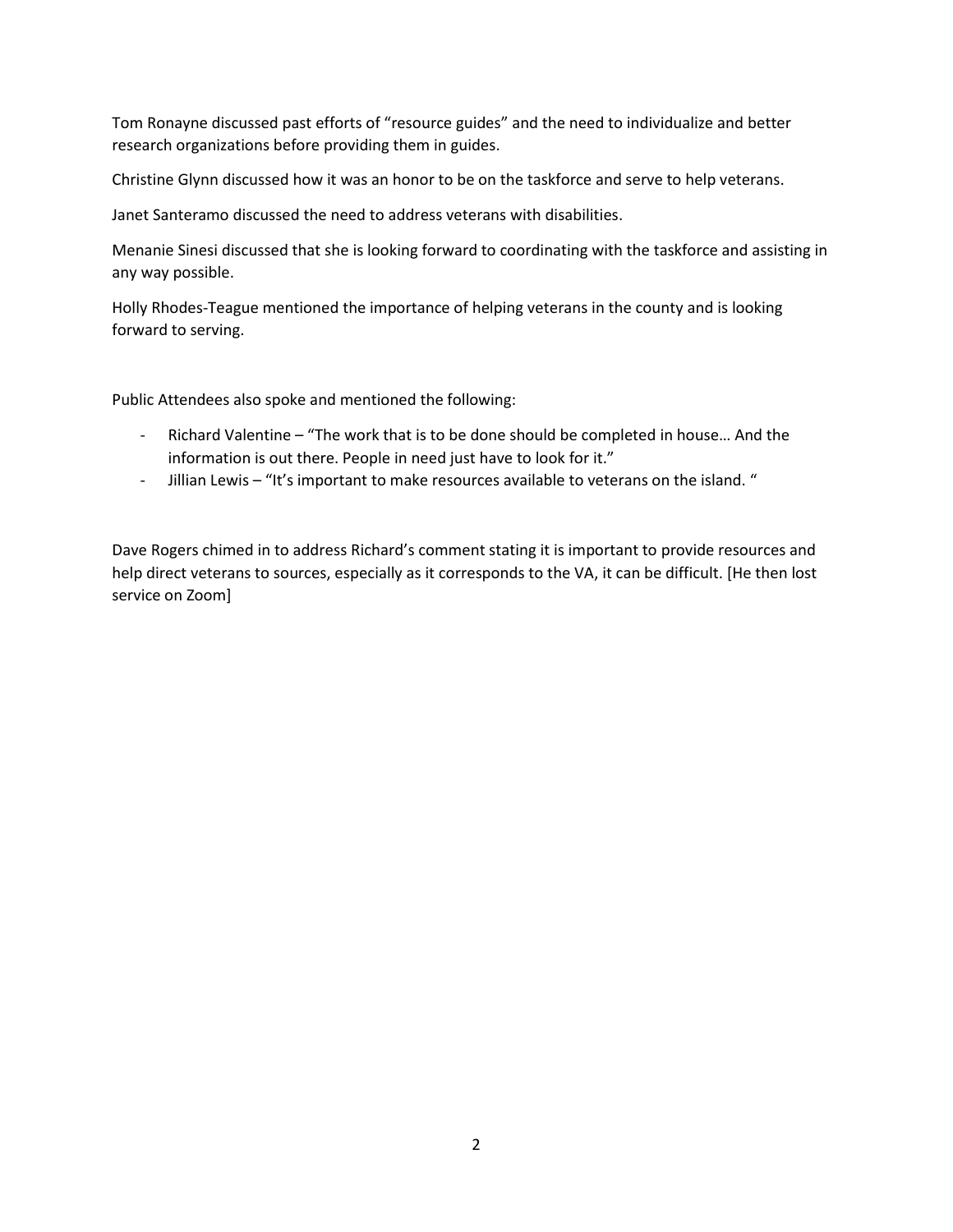Tom Ronayne discussed past efforts of "resource guides" and the need to individualize and better research organizations before providing them in guides.

Christine Glynn discussed how it was an honor to be on the taskforce and serve to help veterans.

Janet Santeramo discussed the need to address veterans with disabilities.

Menanie Sinesi discussed that she is looking forward to coordinating with the taskforce and assisting in any way possible.

Holly Rhodes-Teague mentioned the importance of helping veterans in the county and is looking forward to serving.

Public Attendees also spoke and mentioned the following:

- Richard Valentine – "The work that is to be done should be completed in house… And the information is out there. People in need just have to look for it."
- Jillian Lewis – "It's important to make resources available to veterans on the island. "

Dave Rogers chimed in to address Richard's comment stating it is important to provide resources and help direct veterans to sources, especially as it corresponds to the VA, it can be difficult. [He then lost service on Zoom]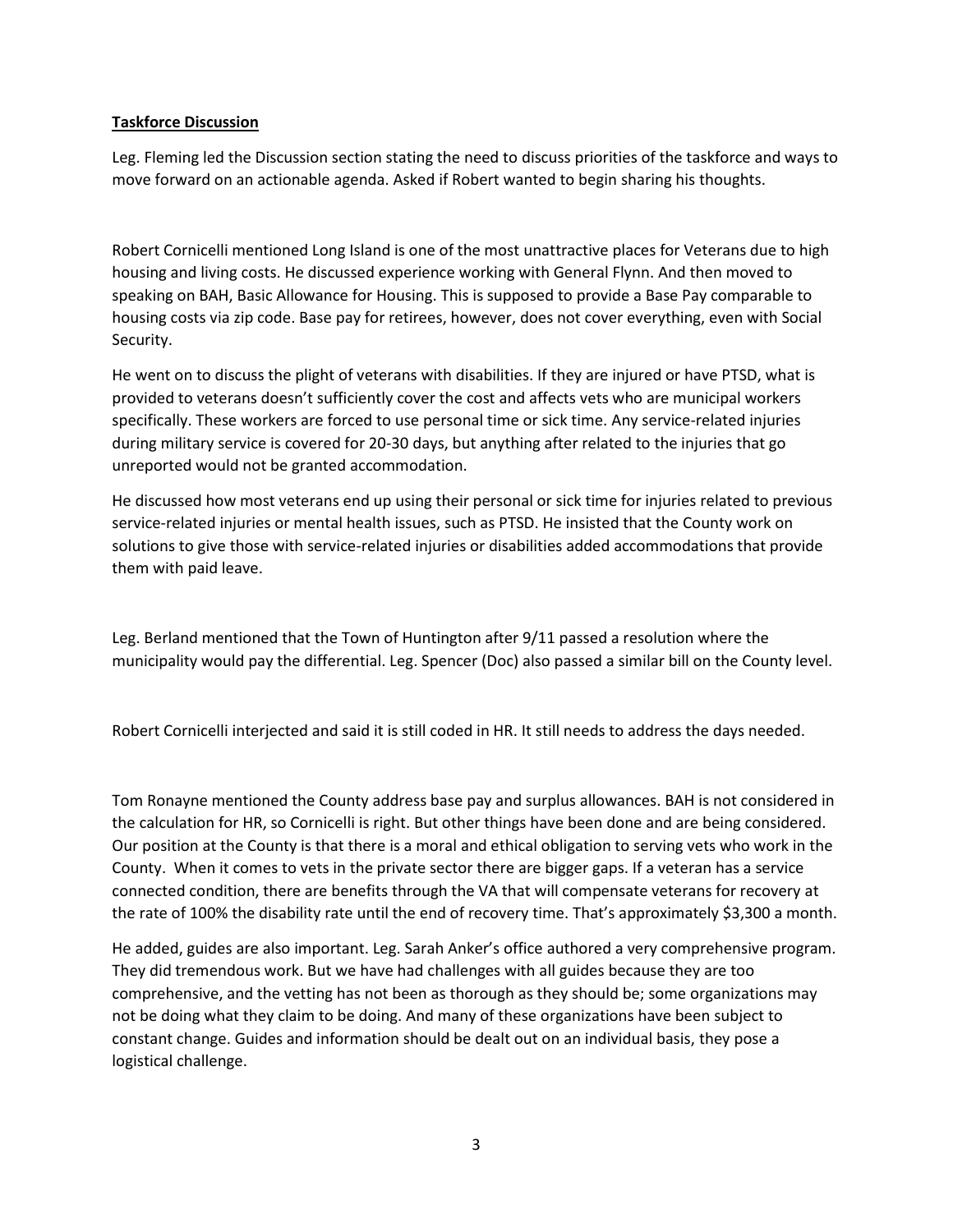**Taskforce Discussion**

Leg. Fleming led the Discussion section stating the need to discuss priorities of the taskforce and ways to move forward on an actionable agenda. Asked if Robert wanted to begin sharing his thoughts.

Robert Cornicelli mentioned Long Island is one of the most unattractive places for Veterans due to high housing and living costs. He discussed experience working with General Flynn. And then moved to speaking on BAH, Basic Allowance for Housing. This is supposed to provide a Base Pay comparable to housing costs via zip code. Base pay for retirees, however, does not cover everything, even with Social Security.

He went on to discuss the plight of veterans with disabilities. If they are injured or have PTSD, what is provided to veterans doesn't sufficiently cover the cost and affects vets who are municipal workers specifically. These workers are forced to use personal time or sick time. Any service-related injuries during military service is covered for 20-30 days, but anything after related to the injuries that go unreported would not be granted accommodation.

He discussed how most veterans end up using their personal or sick time for injuries related to previous service-related injuries or mental health issues, such as PTSD. He insisted that the County work on solutions to give those with service-related injuries or disabilities added accommodations that provide them with paid leave.

Leg. Berland mentioned that the Town of Huntington after 9/11 passed a resolution where the municipality would pay the differential. Leg. Spencer (Doc) also passed a similar bill on the County level.

Robert Cornicelli interjected and said it is still coded in HR. It still needs to address the days needed.

Tom Ronayne mentioned the County address base pay and surplus allowances. BAH is not considered in the calculation for HR, so Cornicelli is right. But other things have been done and are being considered. Our position at the County is that there is a moral and ethical obligation to serving vets who work in the County. When it comes to vets in the private sector there are bigger gaps. If a veteran has a service connected condition, there are benefits through the VA that will compensate veterans for recovery at the rate of 100% the disability rate until the end of recovery time. That's approximately $3,300 a month.

He added, guides are also important. Leg. Sarah Anker's office authored a very comprehensive program. They did tremendous work. But we have had challenges with all guides because they are too comprehensive, and the vetting has not been as thorough as they should be; some organizations may not be doing what they claim to be doing. And many of these organizations have been subject to constant change. Guides and information should be dealt out on an individual basis, they pose a logistical challenge.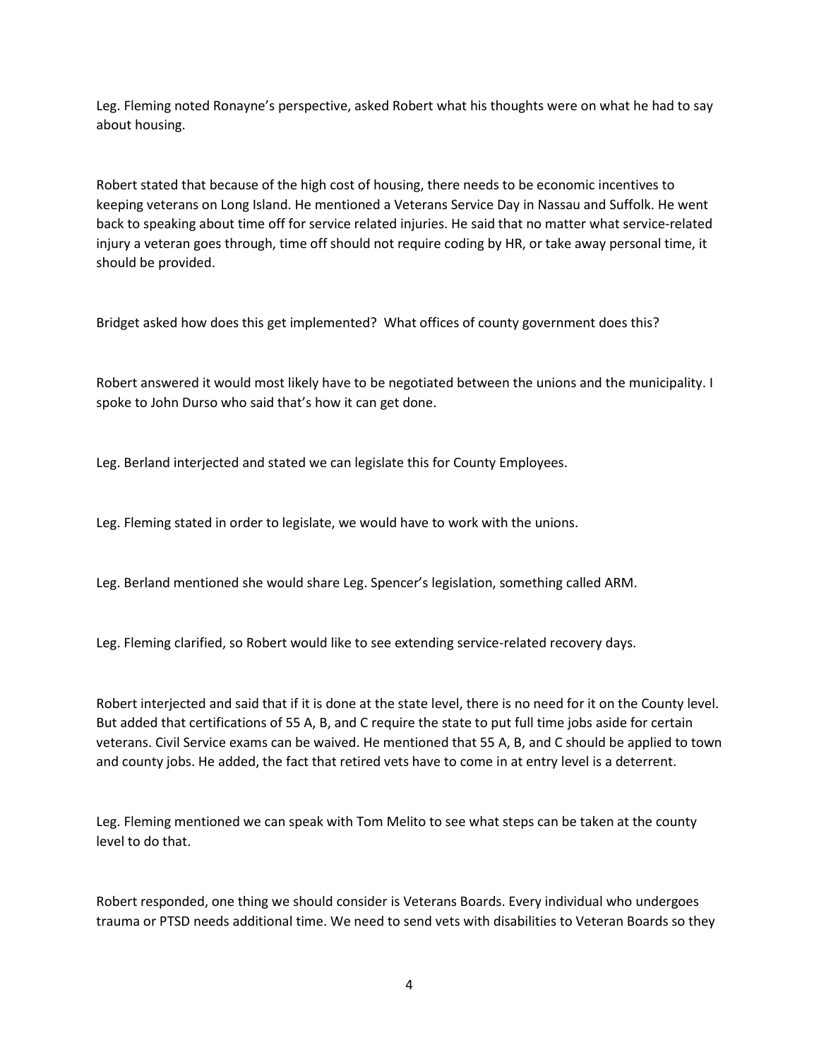Leg. Fleming noted Ronayne's perspective, asked Robert what his thoughts were on what he had to say about housing.

Robert stated that because of the high cost of housing, there needs to be economic incentives to keeping veterans on Long Island. He mentioned a Veterans Service Day in Nassau and Suffolk. He went back to speaking about time off for service related injuries. He said that no matter what service-related injury a veteran goes through, time off should not require coding by HR, or take away personal time, it should be provided.

Bridget asked how does this get implemented? What offices of county government does this?

Robert answered it would most likely have to be negotiated between the unions and the municipality. I spoke to John Durso who said that's how it can get done.

Leg. Berland interjected and stated we can legislate this for County Employees.

Leg. Fleming stated in order to legislate, we would have to work with the unions.

Leg. Berland mentioned she would share Leg. Spencer's legislation, something called ARM.

Leg. Fleming clarified, so Robert would like to see extending service-related recovery days.

Robert interjected and said that if it is done at the state level, there is no need for it on the County level. But added that certifications of 55 A, B, and C require the state to put full time jobs aside for certain veterans. Civil Service exams can be waived. He mentioned that 55 A, B, and C should be applied to town and county jobs. He added, the fact that retired vets have to come in at entry level is a deterrent.

Leg. Fleming mentioned we can speak with Tom Melito to see what steps can be taken at the county level to do that.

Robert responded, one thing we should consider is Veterans Boards. Every individual who undergoes trauma or PTSD needs additional time. We need to send vets with disabilities to Veteran Boards so they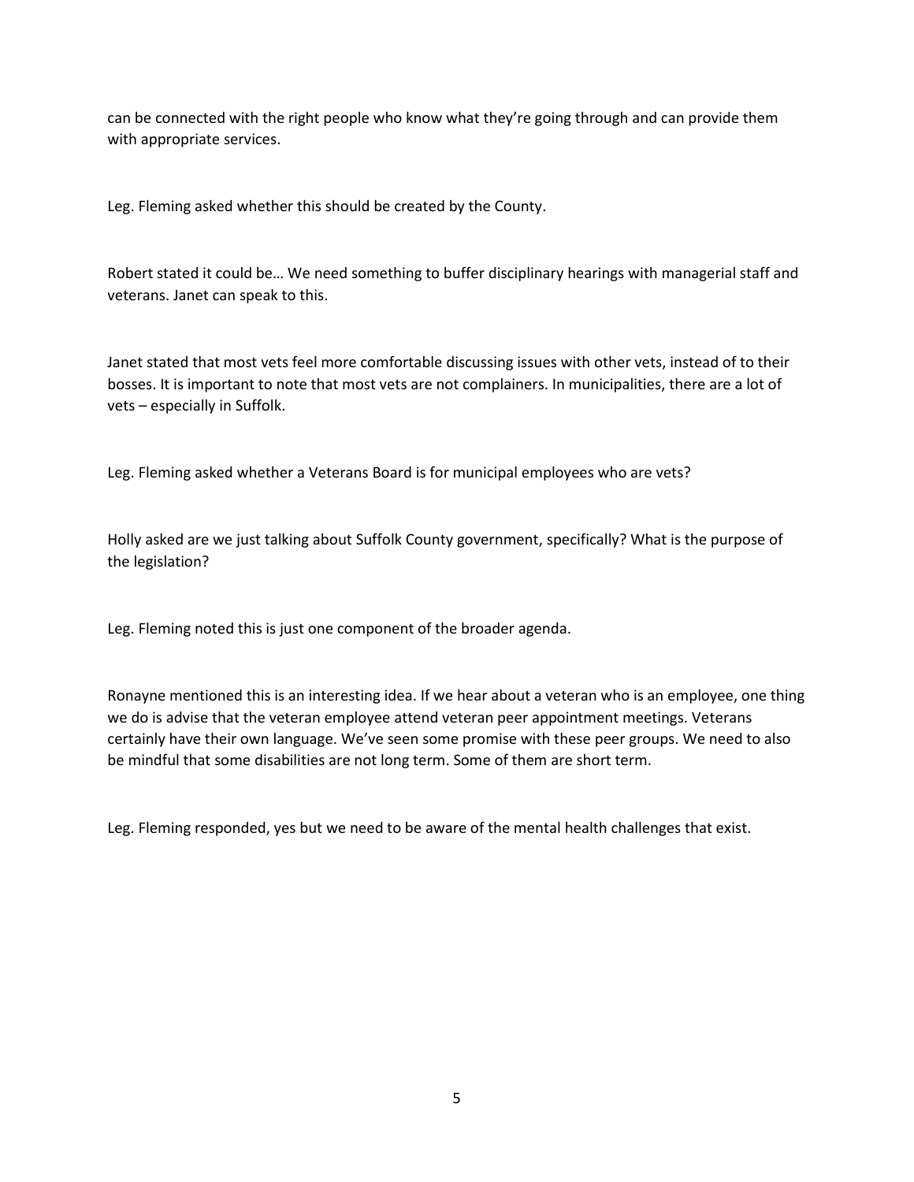can be connected with the right people who know what they're going through and can provide them with appropriate services.

Leg. Fleming asked whether this should be created by the County.

Robert stated it could be… We need something to buffer disciplinary hearings with managerial staff and veterans. Janet can speak to this.

Janet stated that most vets feel more comfortable discussing issues with other vets, instead of to their bosses. It is important to note that most vets are not complainers. In municipalities, there are a lot of vets – especially in Suffolk.

Leg. Fleming asked whether a Veterans Board is for municipal employees who are vets?

Holly asked are we just talking about Suffolk County government, specifically? What is the purpose of the legislation?

Leg. Fleming noted this is just one component of the broader agenda.

Ronayne mentioned this is an interesting idea. If we hear about a veteran who is an employee, one thing we do is advise that the veteran employee attend veteran peer appointment meetings. Veterans certainly have their own language. We've seen some promise with these peer groups. We need to also be mindful that some disabilities are not long term. Some of them are short term.

Leg. Fleming responded, yes but we need to be aware of the mental health challenges that exist.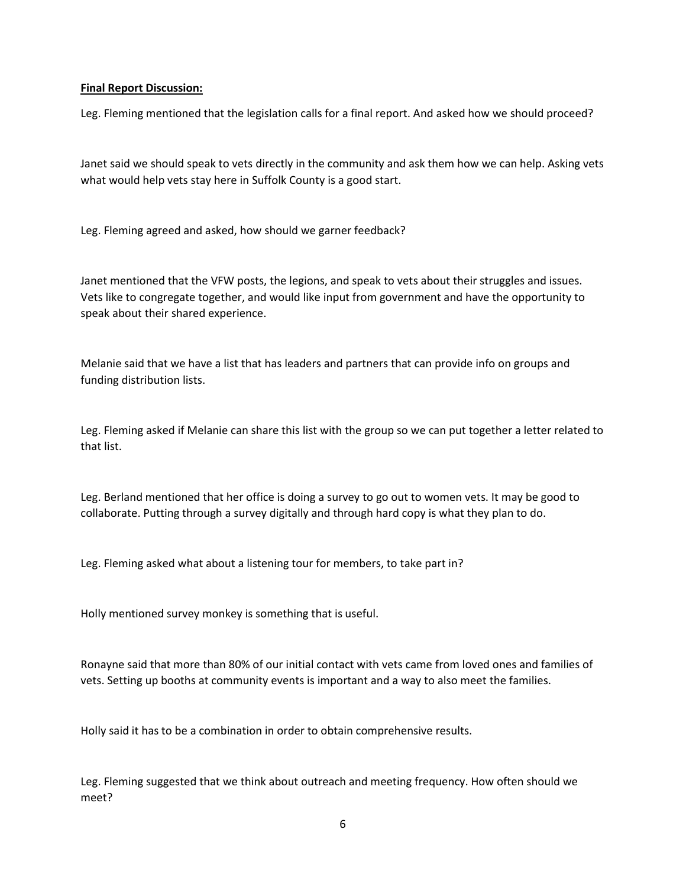**Final Report Discussion:**

Leg. Fleming mentioned that the legislation calls for a final report. And asked how we should proceed?

Janet said we should speak to vets directly in the community and ask them how we can help. Asking vets what would help vets stay here in Suffolk County is a good start.

Leg. Fleming agreed and asked, how should we garner feedback?

Janet mentioned that the VFW posts, the legions, and speak to vets about their struggles and issues. Vets like to congregate together, and would like input from government and have the opportunity to speak about their shared experience.

Melanie said that we have a list that has leaders and partners that can provide info on groups and funding distribution lists.

Leg. Fleming asked if Melanie can share this list with the group so we can put together a letter related to that list.

Leg. Berland mentioned that her office is doing a survey to go out to women vets. It may be good to collaborate. Putting through a survey digitally and through hard copy is what they plan to do.

Leg. Fleming asked what about a listening tour for members, to take part in?

Holly mentioned survey monkey is something that is useful.

Ronayne said that more than 80% of our initial contact with vets came from loved ones and families of vets. Setting up booths at community events is important and a way to also meet the families.

Holly said it has to be a combination in order to obtain comprehensive results.

Leg. Fleming suggested that we think about outreach and meeting frequency. How often should we meet?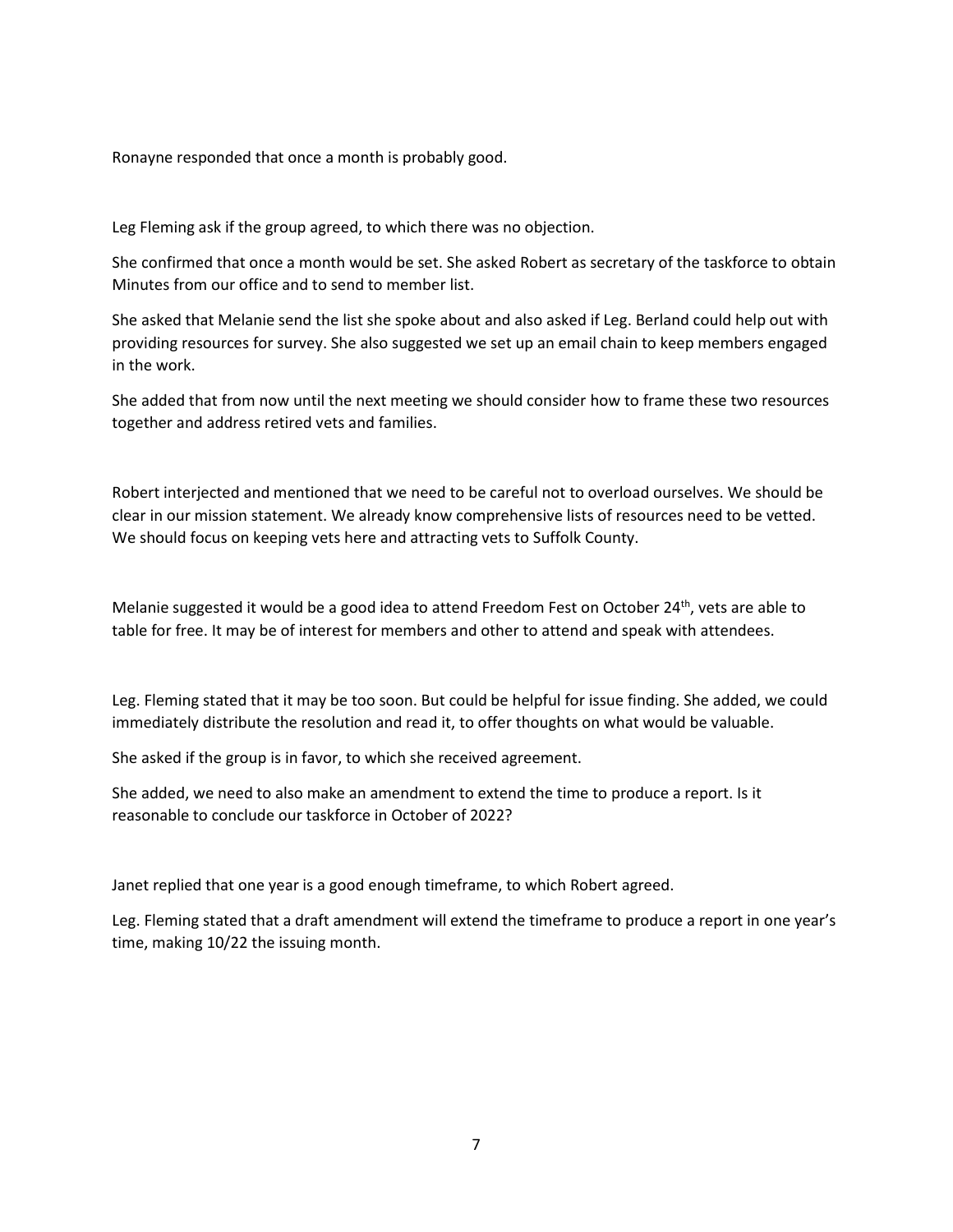Ronayne responded that once a month is probably good.

Leg Fleming ask if the group agreed, to which there was no objection.

She confirmed that once a month would be set. She asked Robert as secretary of the taskforce to obtain Minutes from our office and to send to member list.

She asked that Melanie send the list she spoke about and also asked if Leg. Berland could help out with providing resources for survey. She also suggested we set up an email chain to keep members engaged in the work.

She added that from now until the next meeting we should consider how to frame these two resources together and address retired vets and families.

Robert interjected and mentioned that we need to be careful not to overload ourselves. We should be clear in our mission statement. We already know comprehensive lists of resources need to be vetted. We should focus on keeping vets here and attracting vets to Suffolk County.

Melanie suggested it would be a good idea to attend Freedom Fest on October 24th, vets are able to table for free. It may be of interest for members and other to attend and speak with attendees.

Leg. Fleming stated that it may be too soon. But could be helpful for issue finding. She added, we could immediately distribute the resolution and read it, to offer thoughts on what would be valuable.

She asked if the group is in favor, to which she received agreement.

She added, we need to also make an amendment to extend the time to produce a report. Is it reasonable to conclude our taskforce in October of 2022?

Janet replied that one year is a good enough timeframe, to which Robert agreed.

Leg. Fleming stated that a draft amendment will extend the timeframe to produce a report in one year's time, making 10/22 the issuing month.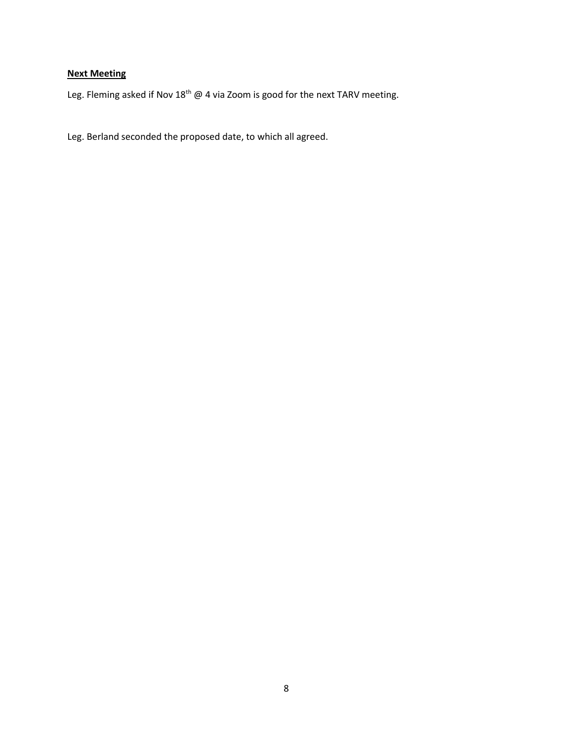**Next Meeting**

Leg. Fleming asked if Nov 18th @ 4 via Zoom is good for the next TARV meeting.

Leg. Berland seconded the proposed date, to which all agreed.